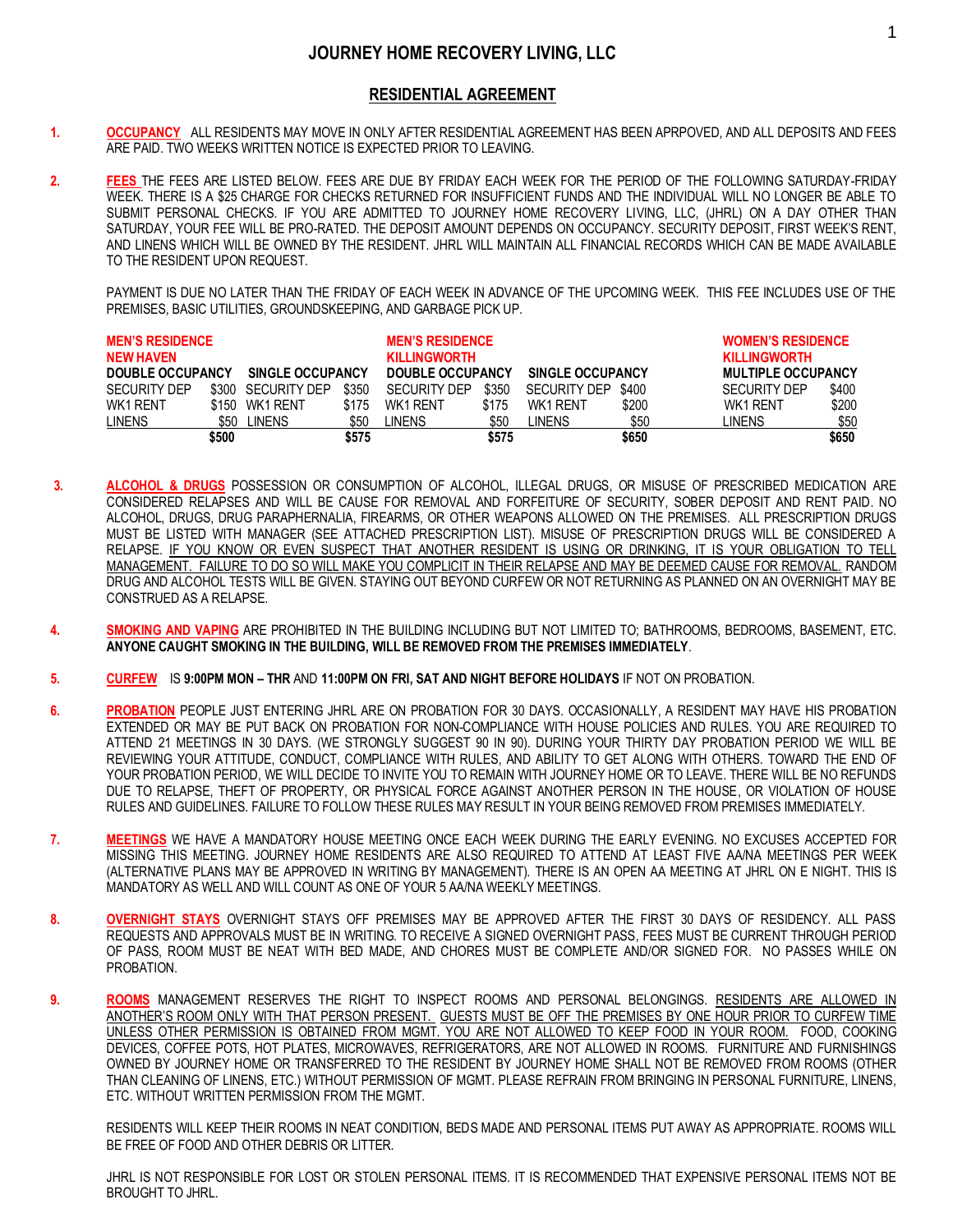# JOURNEY HOME RECOVERY LIVING, LLC

## RESIDENTIAL AGREEMENT

1. **OCCUPANCY** ALL RESIDENTS MAY MOVE IN ONLY AFTER RESIDENTIAL AGREEMENT HAS BEEN APRPOVED, AND ALL DEPOSITS AND FEES ARE PAID. TWO WEEKS WRITTEN NOTICE IS EXPECTED PRIOR TO LEAVING.

2. **FEES** THE FEES ARE LISTED BELOW. FEES ARE DUE BY FRIDAY EACH WEEK FOR THE PERIOD OF THE FOLLOWING SATURDAY-FRIDAY WEEK. THERE IS A $25 CHARGE FOR CHECKS RETURNED FOR INSUFFICIENT FUNDS AND THE INDIVIDUAL WILL NO LONGER BE ABLE TO SUBMIT PERSONAL CHECKS. IF YOU ARE ADMITTED TO JOURNEY HOME RECOVERY LIVING, LLC, (JHRL) ON A DAY OTHER THAN SATURDAY, YOUR FEE WILL BE PRO-RATED. THE DEPOSIT AMOUNT DEPENDS ON OCCUPANCY. SECURITY DEPOSIT, FIRST WEEK'S RENT, AND LINENS WHICH WILL BE OWNED BY THE RESIDENT. JHRL WILL MAINTAIN ALL FINANCIAL RECORDS WHICH CAN BE MADE AVAILABLE TO THE RESIDENT UPON REQUEST.

   PAYMENT IS DUE NO LATER THAN THE FRIDAY OF EACH WEEK IN ADVANCE OF THE UPCOMING WEEK. THIS FEE INCLUDES USE OF THE PREMISES, BASIC UTILITIES, GROUNDSKEEPING, AND GARBAGE PICK UP.

| MEN'S RESIDENCE NEW HAVEN | | | | MEN'S RESIDENCE KILLINGWORTH | | | | WOMEN'S RESIDENCE KILLINGWORTH | |
|---|---|---|---|---|---|---|---|---|---|
| **DOUBLE OCCUPANCY** | | **SINGLE OCCUPANCY** | | **DOUBLE OCCUPANCY** | | **SINGLE OCCUPANCY** | | **MULTIPLE OCCUPANCY** | |
| SECURITY DEP | $300 | SECURITY DEP | $350 | SECURITY DEP | $350 | SECURITY DEP | $400 | SECURITY DEP | $400 |
| WK1 RENT | $150 | WK1 RENT | $175 | WK1 RENT | $175 | WK1 RENT | $200 | WK1 RENT | $200 |
| LINENS | $50 | LINENS | $50 | LINENS | $50 | LINENS | $50 | LINENS | $50 |
| | **$500** | | **$575** | | **$575** | | **$650** | | **$650** |

3. **ALCOHOL & DRUGS** POSSESSION OR CONSUMPTION OF ALCOHOL, ILLEGAL DRUGS, OR MISUSE OF PRESCRIBED MEDICATION ARE CONSIDERED RELAPSES AND WILL BE CAUSE FOR REMOVAL AND FORFEITURE OF SECURITY, SOBER DEPOSIT AND RENT PAID. NO ALCOHOL, DRUGS, DRUG PARAPHERNALIA, FIREARMS, OR OTHER WEAPONS ALLOWED ON THE PREMISES. ALL PRESCRIPTION DRUGS MUST BE LISTED WITH MANAGER (SEE ATTACHED PRESCRIPTION LIST). MISUSE OF PRESCRIPTION DRUGS WILL BE CONSIDERED A RELAPSE. IF YOU KNOW OR EVEN SUSPECT THAT ANOTHER RESIDENT IS USING OR DRINKING, IT IS YOUR OBLIGATION TO TELL MANAGEMENT. FAILURE TO DO SO WILL MAKE YOU COMPLICIT IN THEIR RELAPSE AND MAY BE DEEMED CAUSE FOR REMOVAL. RANDOM DRUG AND ALCOHOL TESTS WILL BE GIVEN. STAYING OUT BEYOND CURFEW OR NOT RETURNING AS PLANNED ON AN OVERNIGHT MAY BE CONSTRUED AS A RELAPSE.

4. **SMOKING AND VAPING** ARE PROHIBITED IN THE BUILDING INCLUDING BUT NOT LIMITED TO; BATHROOMS, BEDROOMS, BASEMENT, ETC. **ANYONE CAUGHT SMOKING IN THE BUILDING, WILL BE REMOVED FROM THE PREMISES IMMEDIATELY**.

5. **CURFEW** IS **9:00PM MON – THR** AND **11:00PM ON FRI, SAT AND NIGHT BEFORE HOLIDAYS** IF NOT ON PROBATION.

6. **PROBATION** PEOPLE JUST ENTERING JHRL ARE ON PROBATION FOR 30 DAYS. OCCASIONALLY, A RESIDENT MAY HAVE HIS PROBATION EXTENDED OR MAY BE PUT BACK ON PROBATION FOR NON-COMPLIANCE WITH HOUSE POLICIES AND RULES. YOU ARE REQUIRED TO ATTEND 21 MEETINGS IN 30 DAYS. (WE STRONGLY SUGGEST 90 IN 90). DURING YOUR THIRTY DAY PROBATION PERIOD WE WILL BE REVIEWING YOUR ATTITUDE, CONDUCT, COMPLIANCE WITH RULES, AND ABILITY TO GET ALONG WITH OTHERS. TOWARD THE END OF YOUR PROBATION PERIOD, WE WILL DECIDE TO INVITE YOU TO REMAIN WITH JOURNEY HOME OR TO LEAVE. THERE WILL BE NO REFUNDS DUE TO RELAPSE, THEFT OF PROPERTY, OR PHYSICAL FORCE AGAINST ANOTHER PERSON IN THE HOUSE, OR VIOLATION OF HOUSE RULES AND GUIDELINES. FAILURE TO FOLLOW THESE RULES MAY RESULT IN YOUR BEING REMOVED FROM PREMISES IMMEDIATELY.

7. **MEETINGS** WE HAVE A MANDATORY HOUSE MEETING ONCE EACH WEEK DURING THE EARLY EVENING. NO EXCUSES ACCEPTED FOR MISSING THIS MEETING. JOURNEY HOME RESIDENTS ARE ALSO REQUIRED TO ATTEND AT LEAST FIVE AA/NA MEETINGS PER WEEK (ALTERNATIVE PLANS MAY BE APPROVED IN WRITING BY MANAGEMENT). THERE IS AN OPEN AA MEETING AT JHRL ON E NIGHT. THIS IS MANDATORY AS WELL AND WILL COUNT AS ONE OF YOUR 5 AA/NA WEEKLY MEETINGS.

8. **OVERNIGHT STAYS** OVERNIGHT STAYS OFF PREMISES MAY BE APPROVED AFTER THE FIRST 30 DAYS OF RESIDENCY. ALL PASS REQUESTS AND APPROVALS MUST BE IN WRITING. TO RECEIVE A SIGNED OVERNIGHT PASS, FEES MUST BE CURRENT THROUGH PERIOD OF PASS, ROOM MUST BE NEAT WITH BED MADE, AND CHORES MUST BE COMPLETE AND/OR SIGNED FOR. NO PASSES WHILE ON PROBATION.

9. **ROOMS** MANAGEMENT RESERVES THE RIGHT TO INSPECT ROOMS AND PERSONAL BELONGINGS. RESIDENTS ARE ALLOWED IN ANOTHER'S ROOM ONLY WITH THAT PERSON PRESENT. GUESTS MUST BE OFF THE PREMISES BY ONE HOUR PRIOR TO CURFEW TIME UNLESS OTHER PERMISSION IS OBTAINED FROM MGMT. YOU ARE NOT ALLOWED TO KEEP FOOD IN YOUR ROOM. FOOD, COOKING DEVICES, COFFEE POTS, HOT PLATES, MICROWAVES, REFRIGERATORS, ARE NOT ALLOWED IN ROOMS. FURNITURE AND FURNISHINGS OWNED BY JOURNEY HOME OR TRANSFERRED TO THE RESIDENT BY JOURNEY HOME SHALL NOT BE REMOVED FROM ROOMS (OTHER THAN CLEANING OF LINENS, ETC.) WITHOUT PERMISSION OF MGMT. PLEASE REFRAIN FROM BRINGING IN PERSONAL FURNITURE, LINENS, ETC. WITHOUT WRITTEN PERMISSION FROM THE MGMT.

   RESIDENTS WILL KEEP THEIR ROOMS IN NEAT CONDITION, BEDS MADE AND PERSONAL ITEMS PUT AWAY AS APPROPRIATE. ROOMS WILL BE FREE OF FOOD AND OTHER DEBRIS OR LITTER.

   JHRL IS NOT RESPONSIBLE FOR LOST OR STOLEN PERSONAL ITEMS. IT IS RECOMMENDED THAT EXPENSIVE PERSONAL ITEMS NOT BE BROUGHT TO JHRL.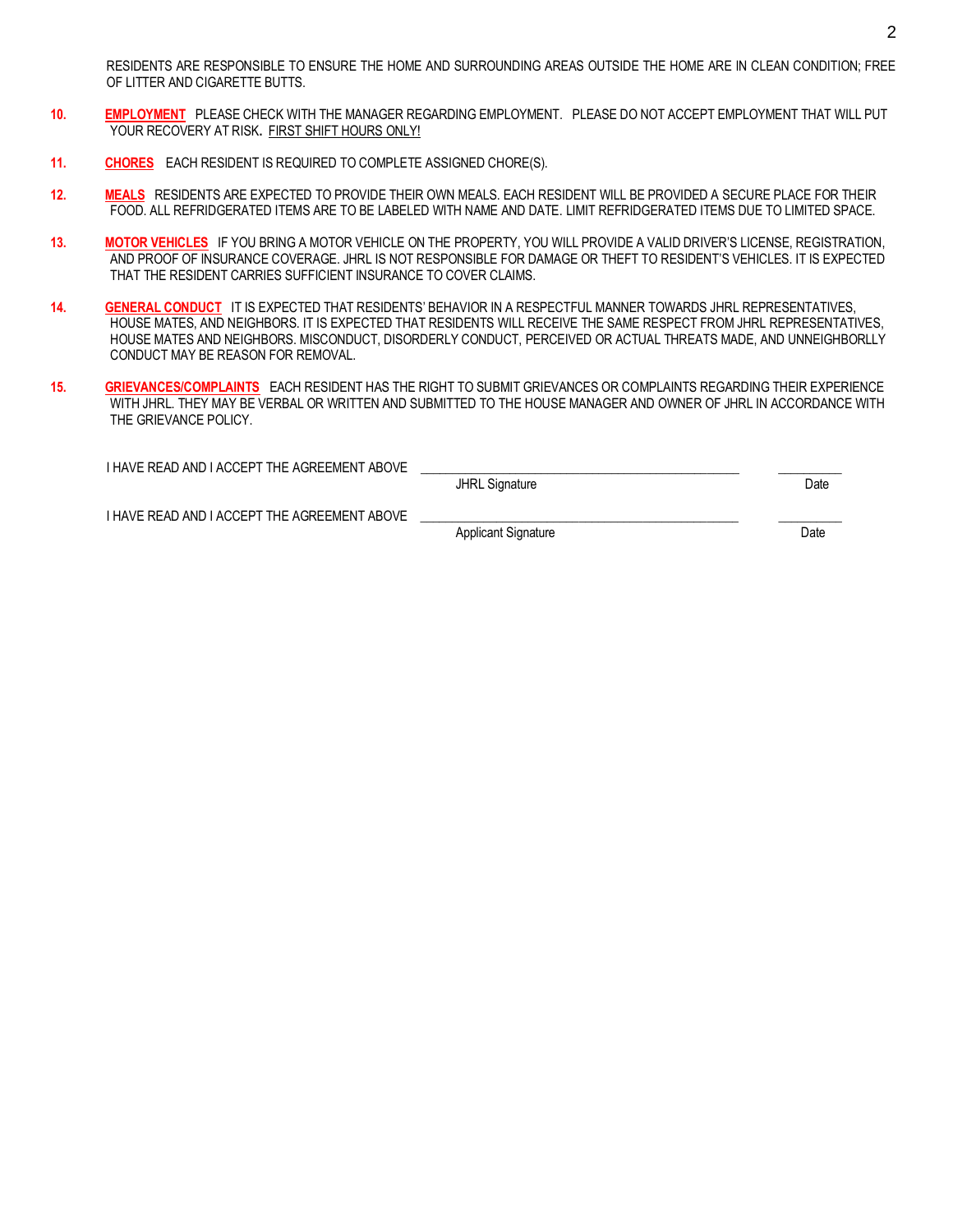RESIDENTS ARE RESPONSIBLE TO ENSURE THE HOME AND SURROUNDING AREAS OUTSIDE THE HOME ARE IN CLEAN CONDITION; FREE OF LITTER AND CIGARETTE BUTTS.

10. **EMPLOYMENT** PLEASE CHECK WITH THE MANAGER REGARDING EMPLOYMENT. PLEASE DO NOT ACCEPT EMPLOYMENT THAT WILL PUT YOUR RECOVERY AT RISK**.** FIRST SHIFT HOURS ONLY!

11. **CHORES** EACH RESIDENT IS REQUIRED TO COMPLETE ASSIGNED CHORE(S).

12. **MEALS** RESIDENTS ARE EXPECTED TO PROVIDE THEIR OWN MEALS. EACH RESIDENT WILL BE PROVIDED A SECURE PLACE FOR THEIR FOOD. ALL REFRIDGERATED ITEMS ARE TO BE LABELED WITH NAME AND DATE. LIMIT REFRIDGERATED ITEMS DUE TO LIMITED SPACE.

13. **MOTOR VEHICLES** IF YOU BRING A MOTOR VEHICLE ON THE PROPERTY, YOU WILL PROVIDE A VALID DRIVER'S LICENSE, REGISTRATION, AND PROOF OF INSURANCE COVERAGE. JHRL IS NOT RESPONSIBLE FOR DAMAGE OR THEFT TO RESIDENT'S VEHICLES. IT IS EXPECTED THAT THE RESIDENT CARRIES SUFFICIENT INSURANCE TO COVER CLAIMS.

14. **GENERAL CONDUCT** IT IS EXPECTED THAT RESIDENTS' BEHAVIOR IN A RESPECTFUL MANNER TOWARDS JHRL REPRESENTATIVES, HOUSE MATES, AND NEIGHBORS. IT IS EXPECTED THAT RESIDENTS WILL RECEIVE THE SAME RESPECT FROM JHRL REPRESENTATIVES, HOUSE MATES AND NEIGHBORS. MISCONDUCT, DISORDERLY CONDUCT, PERCEIVED OR ACTUAL THREATS MADE, AND UNNEIGHBORLLY CONDUCT MAY BE REASON FOR REMOVAL.

15. **GRIEVANCES/COMPLAINTS** EACH RESIDENT HAS THE RIGHT TO SUBMIT GRIEVANCES OR COMPLAINTS REGARDING THEIR EXPERIENCE WITH JHRL. THEY MAY BE VERBAL OR WRITTEN AND SUBMITTED TO THE HOUSE MANAGER AND OWNER OF JHRL IN ACCORDANCE WITH THE GRIEVANCE POLICY.

I HAVE READ AND I ACCEPT THE AGREEMENT ABOVE ____________________________________________ __________

JHRL Signature Date

I HAVE READ AND I ACCEPT THE AGREEMENT ABOVE ____________________________________________ __________

Applicant Signature Date